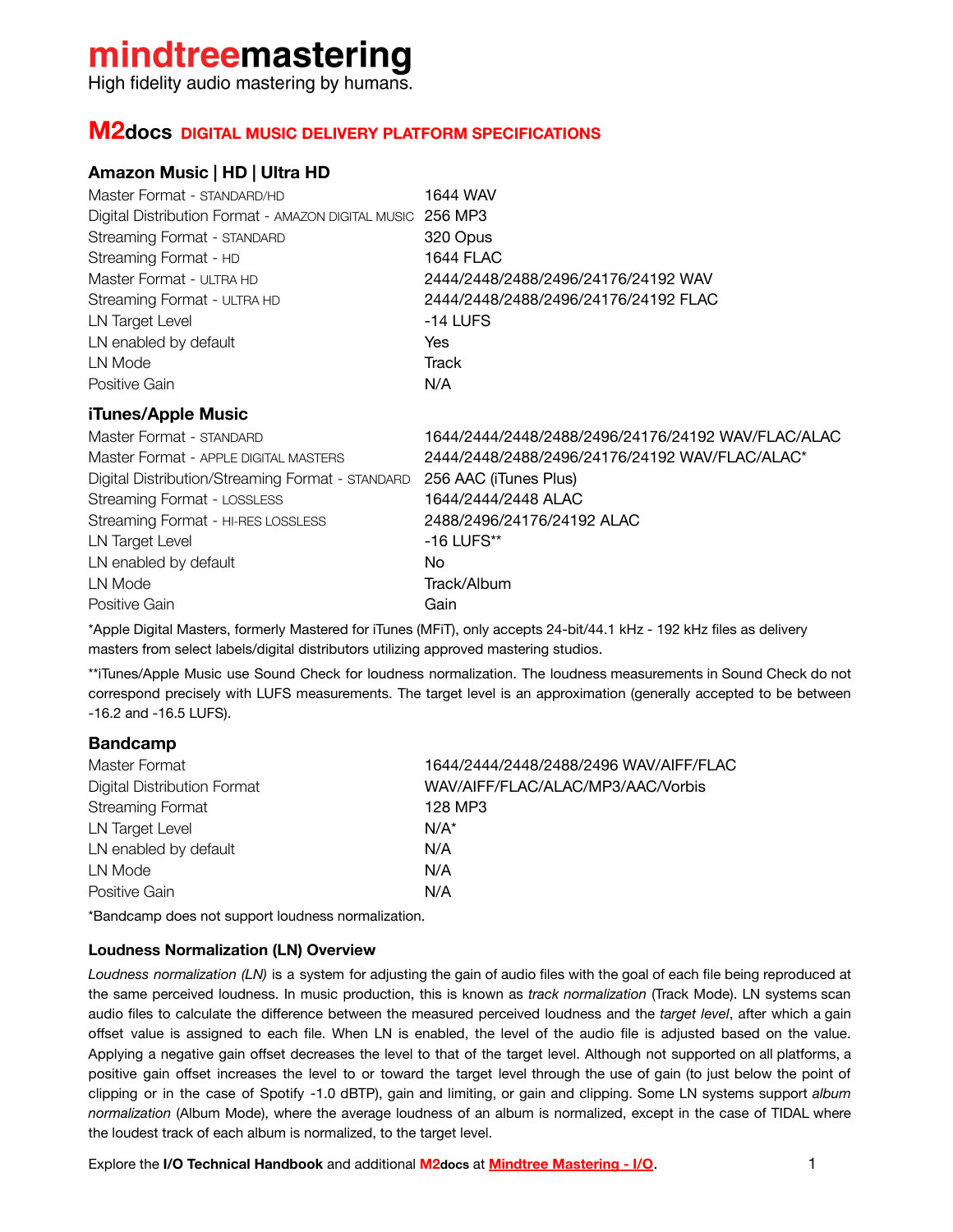# mindtreemastering

High fidelity audio mastering by humans.

## M2docs DIGITAL MUSIC DELIVERY PLATFORM SPECIFICATIONS

### Amazon Music | HD | Ultra HD

| | |
|---|---|
| Master Format - STANDARD/HD | 1644 WAV |
| Digital Distribution Format - AMAZON DIGITAL MUSIC | 256 MP3 |
| Streaming Format - STANDARD | 320 Opus |
| Streaming Format - HD | 1644 FLAC |
| Master Format - ULTRA HD | 2444/2448/2488/2496/24176/24192 WAV |
| Streaming Format - ULTRA HD | 2444/2448/2488/2496/24176/24192 FLAC |
| LN Target Level | -14 LUFS |
| LN enabled by default | Yes |
| LN Mode | Track |
| Positive Gain | N/A |

### iTunes/Apple Music

| | |
|---|---|
| Master Format - STANDARD | 1644/2444/2448/2488/2496/24176/24192 WAV/FLAC/ALAC |
| Master Format - APPLE DIGITAL MASTERS | 2444/2448/2488/2496/24176/24192 WAV/FLAC/ALAC* |
| Digital Distribution/Streaming Format - STANDARD | 256 AAC (iTunes Plus) |
| Streaming Format - LOSSLESS | 1644/2444/2448 ALAC |
| Streaming Format - HI-RES LOSSLESS | 2488/2496/24176/24192 ALAC |
| LN Target Level | -16 LUFS** |
| LN enabled by default | No |
| LN Mode | Track/Album |
| Positive Gain | Gain |

*Apple Digital Masters, formerly Mastered for iTunes (MFiT), only accepts 24-bit/44.1 kHz - 192 kHz files as delivery masters from select labels/digital distributors utilizing approved mastering studios.

**iTunes/Apple Music use Sound Check for loudness normalization. The loudness measurements in Sound Check do not correspond precisely with LUFS measurements. The target level is an approximation (generally accepted to be between -16.2 and -16.5 LUFS).

### Bandcamp

| | |
|---|---|
| Master Format | 1644/2444/2448/2488/2496 WAV/AIFF/FLAC |
| Digital Distribution Format | WAV/AIFF/FLAC/ALAC/MP3/AAC/Vorbis |
| Streaming Format | 128 MP3 |
| LN Target Level | N/A* |
| LN enabled by default | N/A |
| LN Mode | N/A |
| Positive Gain | N/A |

*Bandcamp does not support loudness normalization.

#### Loudness Normalization (LN) Overview

*Loudness normalization (LN)* is a system for adjusting the gain of audio files with the goal of each file being reproduced at the same perceived loudness. In music production, this is known as *track normalization* (Track Mode). LN systems scan audio files to calculate the difference between the measured perceived loudness and the *target level*, after which a gain offset value is assigned to each file. When LN is enabled, the level of the audio file is adjusted based on the value. Applying a negative gain offset decreases the level to that of the target level. Although not supported on all platforms, a positive gain offset increases the level to or toward the target level through the use of gain (to just below the point of clipping or in the case of Spotify -1.0 dBTP), gain and limiting, or gain and clipping. Some LN systems support *album normalization* (Album Mode), where the average loudness of an album is normalized, except in the case of TIDAL where the loudest track of each album is normalized, to the target level.

Explore the **I/O Technical Handbook** and additional **M2docs** at Mindtree Mastering - I/O.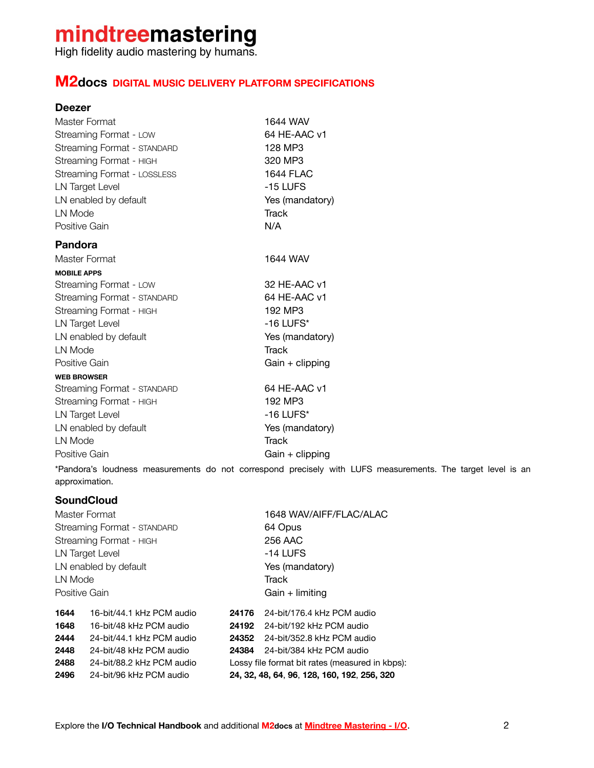# mindtreemastering

High fidelity audio mastering by humans.

## M2docs DIGITAL MUSIC DELIVERY PLATFORM SPECIFICATIONS

### Deezer

| | |
|---|---|
| Master Format | 1644 WAV |
| Streaming Format - LOW | 64 HE-AAC v1 |
| Streaming Format - STANDARD | 128 MP3 |
| Streaming Format - HIGH | 320 MP3 |
| Streaming Format - LOSSLESS | 1644 FLAC |
| LN Target Level | -15 LUFS |
| LN enabled by default | Yes (mandatory) |
| LN Mode | Track |
| Positive Gain | N/A |

### Pandora

| | |
|---|---|
| Master Format | 1644 WAV |
| **MOBILE APPS** | |
| Streaming Format - LOW | 32 HE-AAC v1 |
| Streaming Format - STANDARD | 64 HE-AAC v1 |
| Streaming Format - HIGH | 192 MP3 |
| LN Target Level | -16 LUFS* |
| LN enabled by default | Yes (mandatory) |
| LN Mode | Track |
| Positive Gain | Gain + clipping |
| **WEB BROWSER** | |
| Streaming Format - STANDARD | 64 HE-AAC v1 |
| Streaming Format - HIGH | 192 MP3 |
| LN Target Level | -16 LUFS* |
| LN enabled by default | Yes (mandatory) |
| LN Mode | Track |
| Positive Gain | Gain + clipping |

*Pandora's loudness measurements do not correspond precisely with LUFS measurements. The target level is an approximation.

### SoundCloud

| | |
|---|---|
| Master Format | 1648 WAV/AIFF/FLAC/ALAC |
| Streaming Format - STANDARD | 64 Opus |
| Streaming Format - HIGH | 256 AAC |
| LN Target Level | -14 LUFS |
| LN enabled by default | Yes (mandatory) |
| LN Mode | Track |
| Positive Gain | Gain + limiting |

| | | | |
|---|---|---|---|
| **1644** | 16-bit/44.1 kHz PCM audio | **24176** | 24-bit/176.4 kHz PCM audio |
| **1648** | 16-bit/48 kHz PCM audio | **24192** | 24-bit/192 kHz PCM audio |
| **2444** | 24-bit/44.1 kHz PCM audio | **24352** | 24-bit/352.8 kHz PCM audio |
| **2448** | 24-bit/48 kHz PCM audio | **24384** | 24-bit/384 kHz PCM audio |
| **2488** | 24-bit/88.2 kHz PCM audio | Lossy file format bit rates (measured in kbps): | |
| **2496** | 24-bit/96 kHz PCM audio | **24, 32, 48, 64, 96, 128, 160, 192, 256, 320** | |

Explore the **I/O Technical Handbook** and additional **M2docs** at [Mindtree Mastering - I/O](Mindtree Mastering - I/O).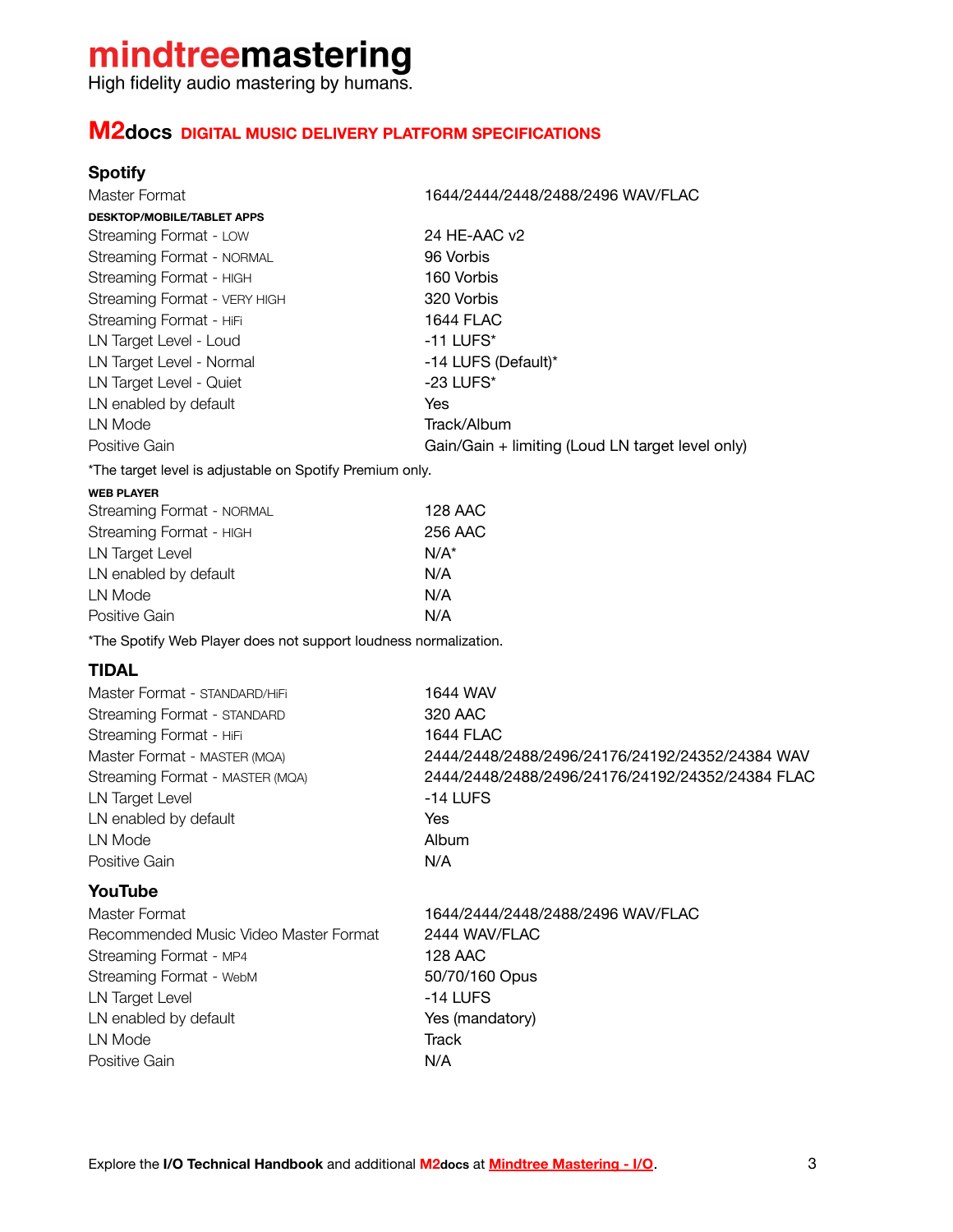# mindtreemastering

High fidelity audio mastering by humans.

## M2docs DIGITAL MUSIC DELIVERY PLATFORM SPECIFICATIONS

### Spotify

| | |
|---|---|
| Master Format | 1644/2444/2448/2488/2496 WAV/FLAC |
| **DESKTOP/MOBILE/TABLET APPS** | |
| Streaming Format - LOW | 24 HE-AAC v2 |
| Streaming Format - NORMAL | 96 Vorbis |
| Streaming Format - HIGH | 160 Vorbis |
| Streaming Format - VERY HIGH | 320 Vorbis |
| Streaming Format - HiFi | 1644 FLAC |
| LN Target Level - Loud | -11 LUFS* |
| LN Target Level - Normal | -14 LUFS (Default)* |
| LN Target Level - Quiet | -23 LUFS* |
| LN enabled by default | Yes |
| LN Mode | Track/Album |
| Positive Gain | Gain/Gain + limiting (Loud LN target level only) |

*The target level is adjustable on Spotify Premium only.

| | |
|---|---|
| **WEB PLAYER** | |
| Streaming Format - NORMAL | 128 AAC |
| Streaming Format - HIGH | 256 AAC |
| LN Target Level | N/A* |
| LN enabled by default | N/A |
| LN Mode | N/A |
| Positive Gain | N/A |

*The Spotify Web Player does not support loudness normalization.

### TIDAL

| | |
|---|---|
| Master Format - STANDARD/HiFi | 1644 WAV |
| Streaming Format - STANDARD | 320 AAC |
| Streaming Format - HiFi | 1644 FLAC |
| Master Format - MASTER (MQA) | 2444/2448/2488/2496/24176/24192/24352/24384 WAV |
| Streaming Format - MASTER (MQA) | 2444/2448/2488/2496/24176/24192/24352/24384 FLAC |
| LN Target Level | -14 LUFS |
| LN enabled by default | Yes |
| LN Mode | Album |
| Positive Gain | N/A |

### YouTube

| | |
|---|---|
| Master Format | 1644/2444/2448/2488/2496 WAV/FLAC |
| Recommended Music Video Master Format | 2444 WAV/FLAC |
| Streaming Format - MP4 | 128 AAC |
| Streaming Format - WebM | 50/70/160 Opus |
| LN Target Level | -14 LUFS |
| LN enabled by default | Yes (mandatory) |
| LN Mode | Track |
| Positive Gain | N/A |

Explore the **I/O Technical Handbook** and additional **M2docs** at [Mindtree Mastering - I/O](Mindtree Mastering - I/O).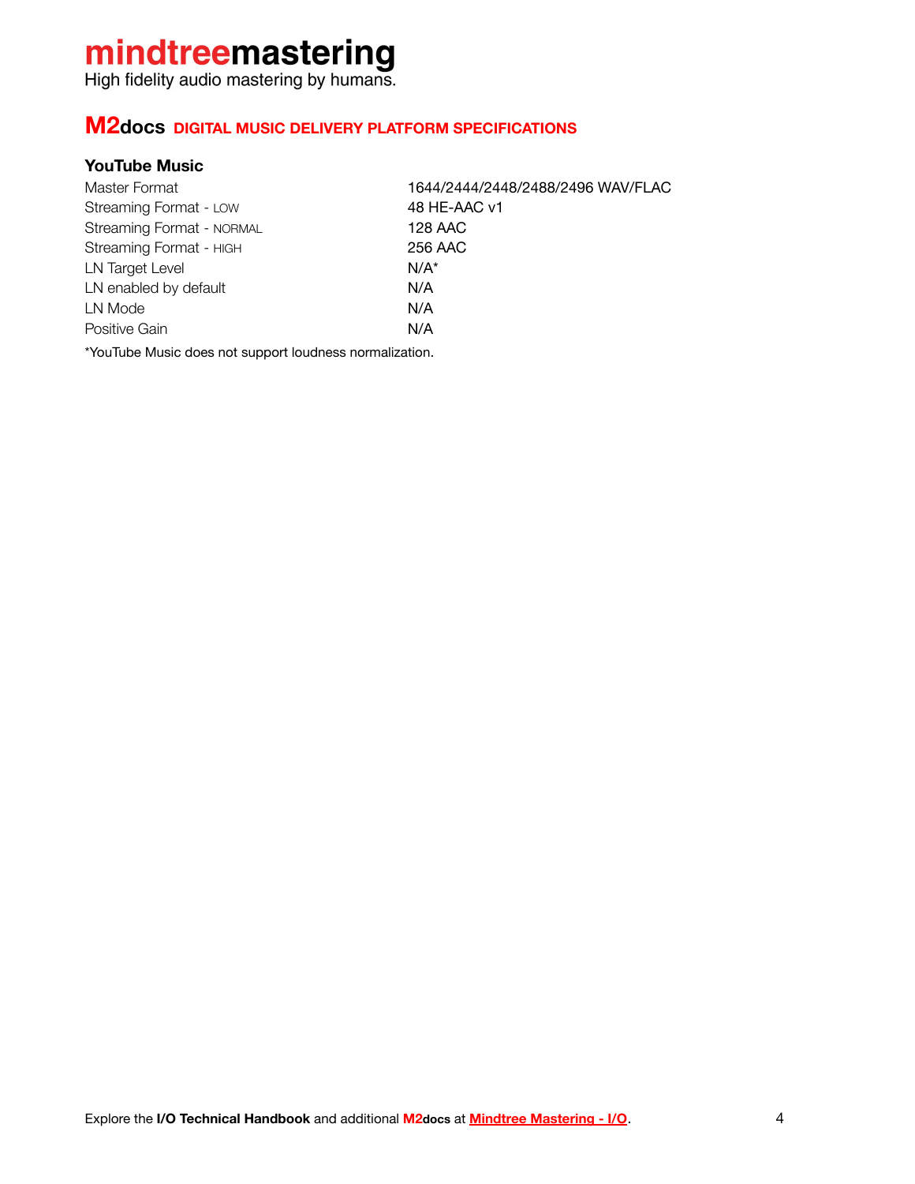# mindtreemastering

High fidelity audio mastering by humans.

## M2docs DIGITAL MUSIC DELIVERY PLATFORM SPECIFICATIONS

### YouTube Music

| | |
|---|---|
| Master Format | 1644/2444/2448/2488/2496 WAV/FLAC |
| Streaming Format - LOW | 48 HE-AAC v1 |
| Streaming Format - NORMAL | 128 AAC |
| Streaming Format - HIGH | 256 AAC |
| LN Target Level | N/A* |
| LN enabled by default | N/A |
| LN Mode | N/A |
| Positive Gain | N/A |

*YouTube Music does not support loudness normalization.

Explore the **I/O Technical Handbook** and additional **M2docs** at **Mindtree Mastering - I/O**.